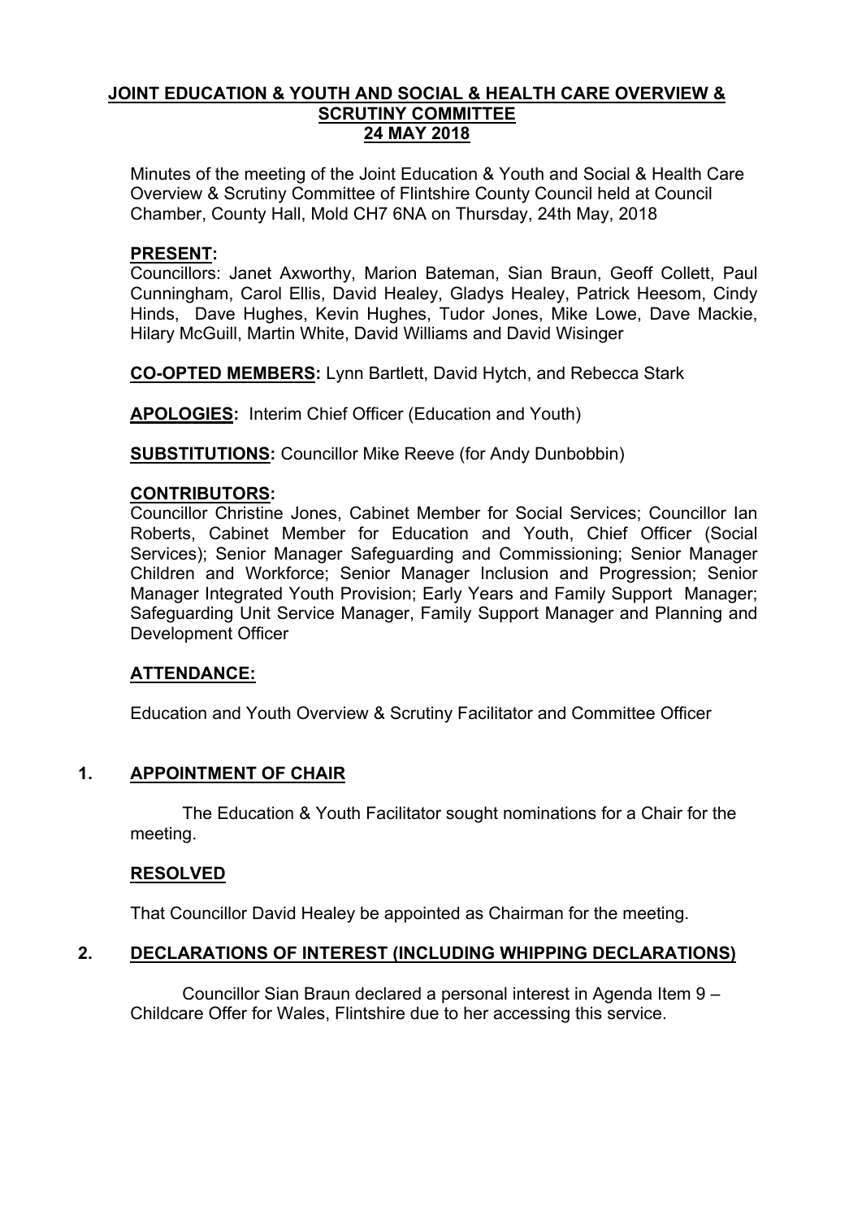# JOINT EDUCATION & YOUTH AND SOCIAL & HEALTH CARE OVERVIEW & SCRUTINY COMMITTEE
## 24 MAY 2018

Minutes of the meeting of the Joint Education & Youth and Social & Health Care Overview & Scrutiny Committee of Flintshire County Council held at Council Chamber, County Hall, Mold CH7 6NA on Thursday, 24th May, 2018

**PRESENT:**
Councillors: Janet Axworthy, Marion Bateman, Sian Braun, Geoff Collett, Paul Cunningham, Carol Ellis, David Healey, Gladys Healey, Patrick Heesom, Cindy Hinds, Dave Hughes, Kevin Hughes, Tudor Jones, Mike Lowe, Dave Mackie, Hilary McGuill, Martin White, David Williams and David Wisinger

**CO-OPTED MEMBERS:** Lynn Bartlett, David Hytch, and Rebecca Stark

**APOLOGIES:** Interim Chief Officer (Education and Youth)

**SUBSTITUTIONS:** Councillor Mike Reeve (for Andy Dunbobbin)

**CONTRIBUTORS:**
Councillor Christine Jones, Cabinet Member for Social Services; Councillor Ian Roberts, Cabinet Member for Education and Youth, Chief Officer (Social Services); Senior Manager Safeguarding and Commissioning; Senior Manager Children and Workforce; Senior Manager Inclusion and Progression; Senior Manager Integrated Youth Provision; Early Years and Family Support Manager; Safeguarding Unit Service Manager, Family Support Manager and Planning and Development Officer

**ATTENDANCE:**

Education and Youth Overview & Scrutiny Facilitator and Committee Officer

## 1. APPOINTMENT OF CHAIR

The Education & Youth Facilitator sought nominations for a Chair for the meeting.

**RESOLVED**

That Councillor David Healey be appointed as Chairman for the meeting.

## 2. DECLARATIONS OF INTEREST (INCLUDING WHIPPING DECLARATIONS)

Councillor Sian Braun declared a personal interest in Agenda Item 9 – Childcare Offer for Wales, Flintshire due to her accessing this service.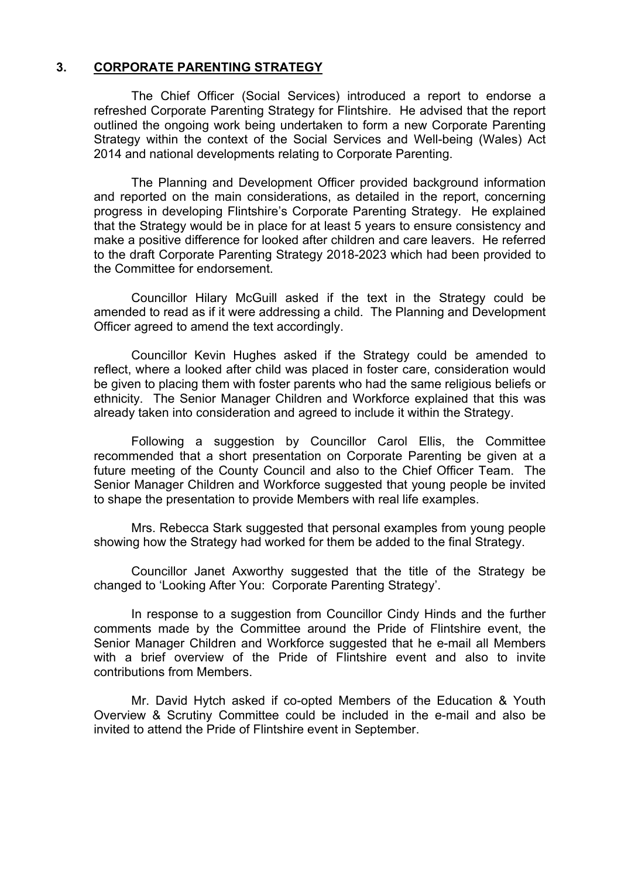## 3. CORPORATE PARENTING STRATEGY

The Chief Officer (Social Services) introduced a report to endorse a refreshed Corporate Parenting Strategy for Flintshire. He advised that the report outlined the ongoing work being undertaken to form a new Corporate Parenting Strategy within the context of the Social Services and Well-being (Wales) Act 2014 and national developments relating to Corporate Parenting.

The Planning and Development Officer provided background information and reported on the main considerations, as detailed in the report, concerning progress in developing Flintshire's Corporate Parenting Strategy. He explained that the Strategy would be in place for at least 5 years to ensure consistency and make a positive difference for looked after children and care leavers. He referred to the draft Corporate Parenting Strategy 2018-2023 which had been provided to the Committee for endorsement.

Councillor Hilary McGuill asked if the text in the Strategy could be amended to read as if it were addressing a child. The Planning and Development Officer agreed to amend the text accordingly.

Councillor Kevin Hughes asked if the Strategy could be amended to reflect, where a looked after child was placed in foster care, consideration would be given to placing them with foster parents who had the same religious beliefs or ethnicity. The Senior Manager Children and Workforce explained that this was already taken into consideration and agreed to include it within the Strategy.

Following a suggestion by Councillor Carol Ellis, the Committee recommended that a short presentation on Corporate Parenting be given at a future meeting of the County Council and also to the Chief Officer Team. The Senior Manager Children and Workforce suggested that young people be invited to shape the presentation to provide Members with real life examples.

Mrs. Rebecca Stark suggested that personal examples from young people showing how the Strategy had worked for them be added to the final Strategy.

Councillor Janet Axworthy suggested that the title of the Strategy be changed to 'Looking After You: Corporate Parenting Strategy'.

In response to a suggestion from Councillor Cindy Hinds and the further comments made by the Committee around the Pride of Flintshire event, the Senior Manager Children and Workforce suggested that he e-mail all Members with a brief overview of the Pride of Flintshire event and also to invite contributions from Members.

Mr. David Hytch asked if co-opted Members of the Education & Youth Overview & Scrutiny Committee could be included in the e-mail and also be invited to attend the Pride of Flintshire event in September.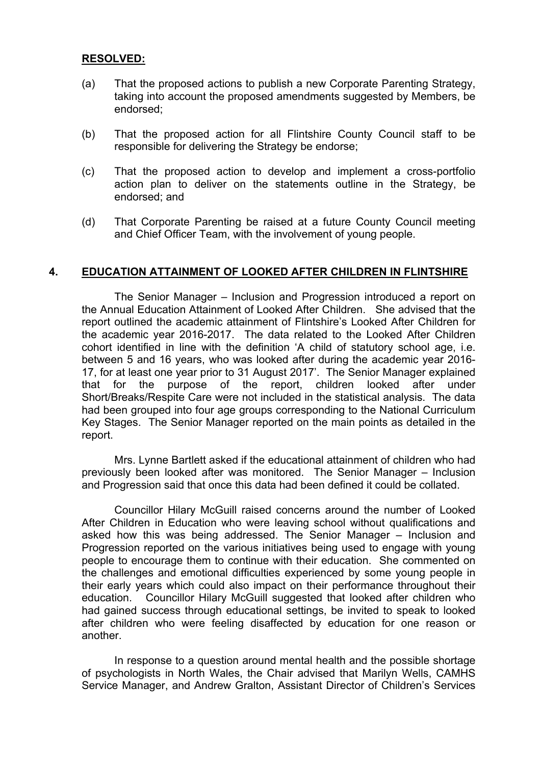**RESOLVED:**

(a) That the proposed actions to publish a new Corporate Parenting Strategy, taking into account the proposed amendments suggested by Members, be endorsed;

(b) That the proposed action for all Flintshire County Council staff to be responsible for delivering the Strategy be endorse;

(c) That the proposed action to develop and implement a cross-portfolio action plan to deliver on the statements outline in the Strategy, be endorsed; and

(d) That Corporate Parenting be raised at a future County Council meeting and Chief Officer Team, with the involvement of young people.

## 4. EDUCATION ATTAINMENT OF LOOKED AFTER CHILDREN IN FLINTSHIRE

The Senior Manager – Inclusion and Progression introduced a report on the Annual Education Attainment of Looked After Children. She advised that the report outlined the academic attainment of Flintshire's Looked After Children for the academic year 2016-2017. The data related to the Looked After Children cohort identified in line with the definition 'A child of statutory school age, i.e. between 5 and 16 years, who was looked after during the academic year 2016-17, for at least one year prior to 31 August 2017'. The Senior Manager explained that for the purpose of the report, children looked after under Short/Breaks/Respite Care were not included in the statistical analysis. The data had been grouped into four age groups corresponding to the National Curriculum Key Stages. The Senior Manager reported on the main points as detailed in the report.

Mrs. Lynne Bartlett asked if the educational attainment of children who had previously been looked after was monitored. The Senior Manager – Inclusion and Progression said that once this data had been defined it could be collated.

Councillor Hilary McGuill raised concerns around the number of Looked After Children in Education who were leaving school without qualifications and asked how this was being addressed. The Senior Manager – Inclusion and Progression reported on the various initiatives being used to engage with young people to encourage them to continue with their education. She commented on the challenges and emotional difficulties experienced by some young people in their early years which could also impact on their performance throughout their education. Councillor Hilary McGuill suggested that looked after children who had gained success through educational settings, be invited to speak to looked after children who were feeling disaffected by education for one reason or another.

In response to a question around mental health and the possible shortage of psychologists in North Wales, the Chair advised that Marilyn Wells, CAMHS Service Manager, and Andrew Gralton, Assistant Director of Children's Services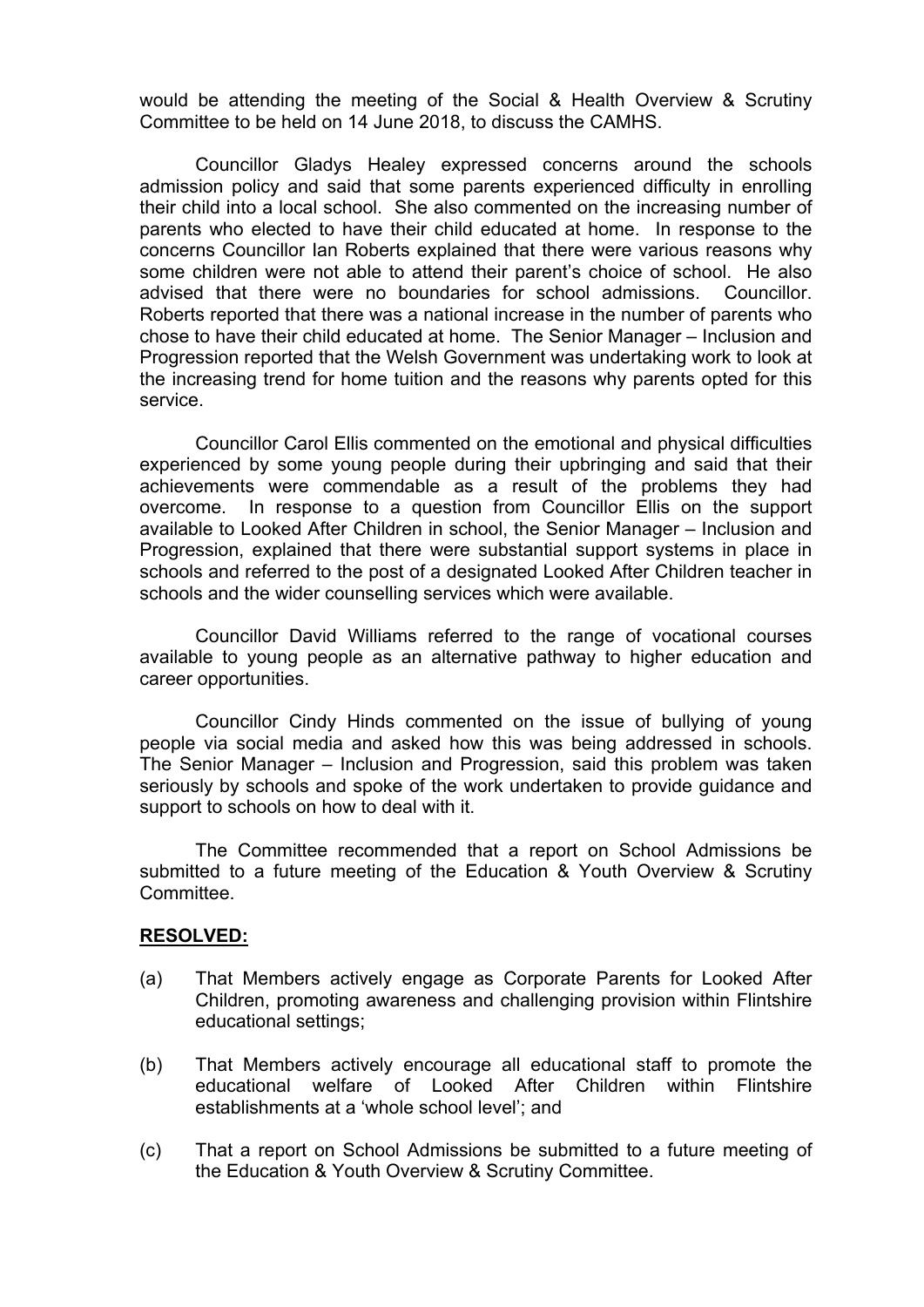would be attending the meeting of the Social & Health Overview & Scrutiny Committee to be held on 14 June 2018, to discuss the CAMHS.

Councillor Gladys Healey expressed concerns around the schools admission policy and said that some parents experienced difficulty in enrolling their child into a local school. She also commented on the increasing number of parents who elected to have their child educated at home. In response to the concerns Councillor Ian Roberts explained that there were various reasons why some children were not able to attend their parent's choice of school. He also advised that there were no boundaries for school admissions. Councillor. Roberts reported that there was a national increase in the number of parents who chose to have their child educated at home. The Senior Manager – Inclusion and Progression reported that the Welsh Government was undertaking work to look at the increasing trend for home tuition and the reasons why parents opted for this service.

Councillor Carol Ellis commented on the emotional and physical difficulties experienced by some young people during their upbringing and said that their achievements were commendable as a result of the problems they had overcome. In response to a question from Councillor Ellis on the support available to Looked After Children in school, the Senior Manager – Inclusion and Progression, explained that there were substantial support systems in place in schools and referred to the post of a designated Looked After Children teacher in schools and the wider counselling services which were available.

Councillor David Williams referred to the range of vocational courses available to young people as an alternative pathway to higher education and career opportunities.

Councillor Cindy Hinds commented on the issue of bullying of young people via social media and asked how this was being addressed in schools. The Senior Manager – Inclusion and Progression, said this problem was taken seriously by schools and spoke of the work undertaken to provide guidance and support to schools on how to deal with it.

The Committee recommended that a report on School Admissions be submitted to a future meeting of the Education & Youth Overview & Scrutiny Committee.

**RESOLVED:**

(a) That Members actively engage as Corporate Parents for Looked After Children, promoting awareness and challenging provision within Flintshire educational settings;

(b) That Members actively encourage all educational staff to promote the educational welfare of Looked After Children within Flintshire establishments at a 'whole school level'; and

(c) That a report on School Admissions be submitted to a future meeting of the Education & Youth Overview & Scrutiny Committee.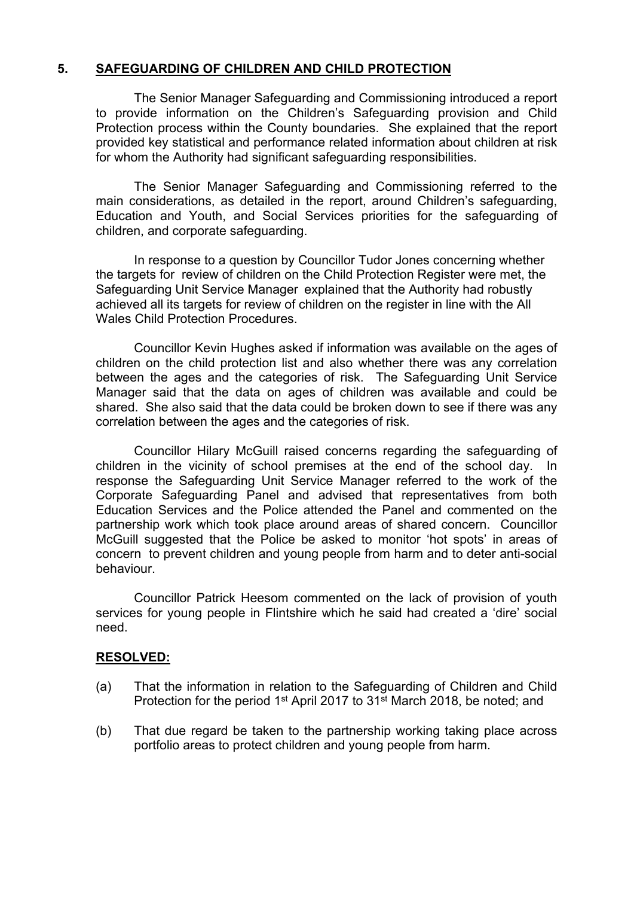## 5. SAFEGUARDING OF CHILDREN AND CHILD PROTECTION

The Senior Manager Safeguarding and Commissioning introduced a report to provide information on the Children's Safeguarding provision and Child Protection process within the County boundaries. She explained that the report provided key statistical and performance related information about children at risk for whom the Authority had significant safeguarding responsibilities.

The Senior Manager Safeguarding and Commissioning referred to the main considerations, as detailed in the report, around Children's safeguarding, Education and Youth, and Social Services priorities for the safeguarding of children, and corporate safeguarding.

In response to a question by Councillor Tudor Jones concerning whether the targets for review of children on the Child Protection Register were met, the Safeguarding Unit Service Manager explained that the Authority had robustly achieved all its targets for review of children on the register in line with the All Wales Child Protection Procedures.

Councillor Kevin Hughes asked if information was available on the ages of children on the child protection list and also whether there was any correlation between the ages and the categories of risk. The Safeguarding Unit Service Manager said that the data on ages of children was available and could be shared. She also said that the data could be broken down to see if there was any correlation between the ages and the categories of risk.

Councillor Hilary McGuill raised concerns regarding the safeguarding of children in the vicinity of school premises at the end of the school day. In response the Safeguarding Unit Service Manager referred to the work of the Corporate Safeguarding Panel and advised that representatives from both Education Services and the Police attended the Panel and commented on the partnership work which took place around areas of shared concern. Councillor McGuill suggested that the Police be asked to monitor 'hot spots' in areas of concern to prevent children and young people from harm and to deter anti-social behaviour.

Councillor Patrick Heesom commented on the lack of provision of youth services for young people in Flintshire which he said had created a 'dire' social need.

**RESOLVED:**

(a) That the information in relation to the Safeguarding of Children and Child Protection for the period 1st April 2017 to 31st March 2018, be noted; and

(b) That due regard be taken to the partnership working taking place across portfolio areas to protect children and young people from harm.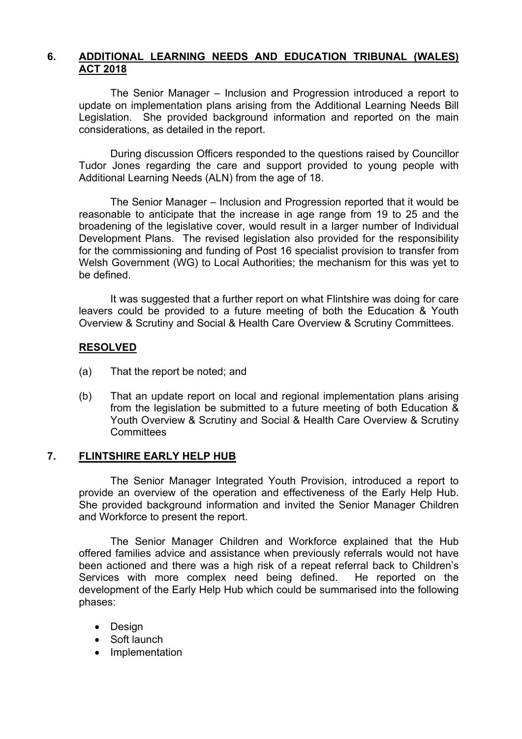## 6. ADDITIONAL LEARNING NEEDS AND EDUCATION TRIBUNAL (WALES) ACT 2018

The Senior Manager – Inclusion and Progression introduced a report to update on implementation plans arising from the Additional Learning Needs Bill Legislation. She provided background information and reported on the main considerations, as detailed in the report.

During discussion Officers responded to the questions raised by Councillor Tudor Jones regarding the care and support provided to young people with Additional Learning Needs (ALN) from the age of 18.

The Senior Manager – Inclusion and Progression reported that it would be reasonable to anticipate that the increase in age range from 19 to 25 and the broadening of the legislative cover, would result in a larger number of Individual Development Plans. The revised legislation also provided for the responsibility for the commissioning and funding of Post 16 specialist provision to transfer from Welsh Government (WG) to Local Authorities; the mechanism for this was yet to be defined.

It was suggested that a further report on what Flintshire was doing for care leavers could be provided to a future meeting of both the Education & Youth Overview & Scrutiny and Social & Health Care Overview & Scrutiny Committees.

**RESOLVED**

(a) That the report be noted; and

(b) That an update report on local and regional implementation plans arising from the legislation be submitted to a future meeting of both Education & Youth Overview & Scrutiny and Social & Health Care Overview & Scrutiny Committees

## 7. FLINTSHIRE EARLY HELP HUB

The Senior Manager Integrated Youth Provision, introduced a report to provide an overview of the operation and effectiveness of the Early Help Hub. She provided background information and invited the Senior Manager Children and Workforce to present the report.

The Senior Manager Children and Workforce explained that the Hub offered families advice and assistance when previously referrals would not have been actioned and there was a high risk of a repeat referral back to Children's Services with more complex need being defined. He reported on the development of the Early Help Hub which could be summarised into the following phases:

- Design
- Soft launch
- Implementation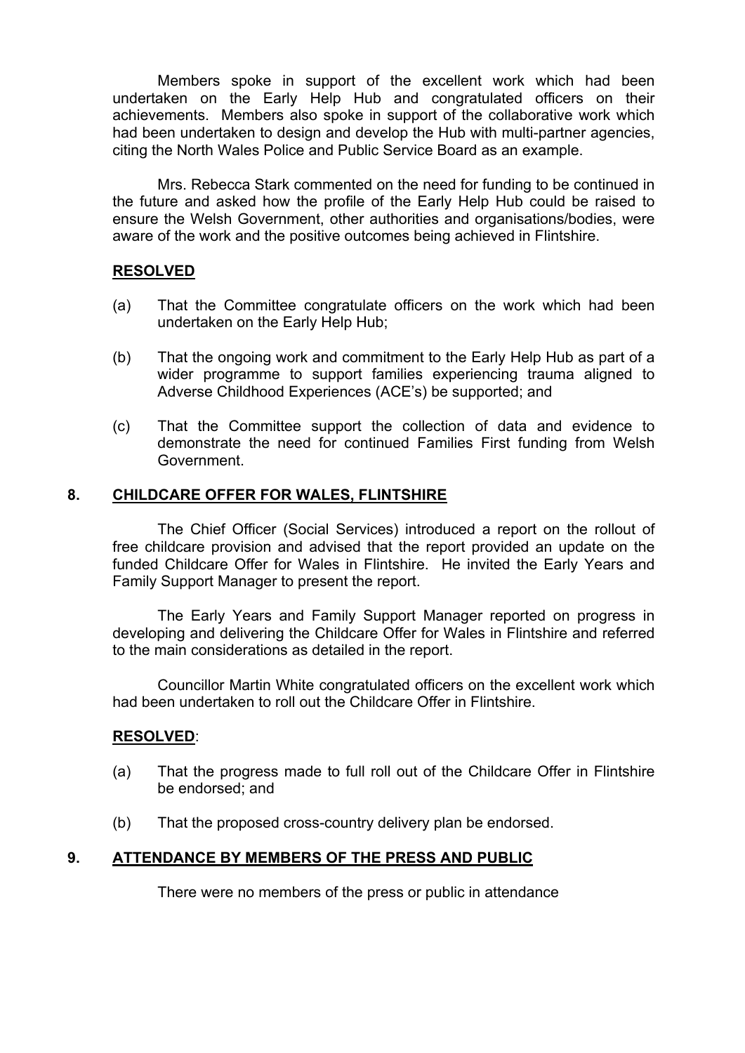Members spoke in support of the excellent work which had been undertaken on the Early Help Hub and congratulated officers on their achievements. Members also spoke in support of the collaborative work which had been undertaken to design and develop the Hub with multi-partner agencies, citing the North Wales Police and Public Service Board as an example.

Mrs. Rebecca Stark commented on the need for funding to be continued in the future and asked how the profile of the Early Help Hub could be raised to ensure the Welsh Government, other authorities and organisations/bodies, were aware of the work and the positive outcomes being achieved in Flintshire.

**RESOLVED**

(a) That the Committee congratulate officers on the work which had been undertaken on the Early Help Hub;

(b) That the ongoing work and commitment to the Early Help Hub as part of a wider programme to support families experiencing trauma aligned to Adverse Childhood Experiences (ACE's) be supported; and

(c) That the Committee support the collection of data and evidence to demonstrate the need for continued Families First funding from Welsh Government.

## 8. CHILDCARE OFFER FOR WALES, FLINTSHIRE

The Chief Officer (Social Services) introduced a report on the rollout of free childcare provision and advised that the report provided an update on the funded Childcare Offer for Wales in Flintshire. He invited the Early Years and Family Support Manager to present the report.

The Early Years and Family Support Manager reported on progress in developing and delivering the Childcare Offer for Wales in Flintshire and referred to the main considerations as detailed in the report.

Councillor Martin White congratulated officers on the excellent work which had been undertaken to roll out the Childcare Offer in Flintshire.

**RESOLVED**:

(a) That the progress made to full roll out of the Childcare Offer in Flintshire be endorsed; and

(b) That the proposed cross-country delivery plan be endorsed.

## 9. ATTENDANCE BY MEMBERS OF THE PRESS AND PUBLIC

There were no members of the press or public in attendance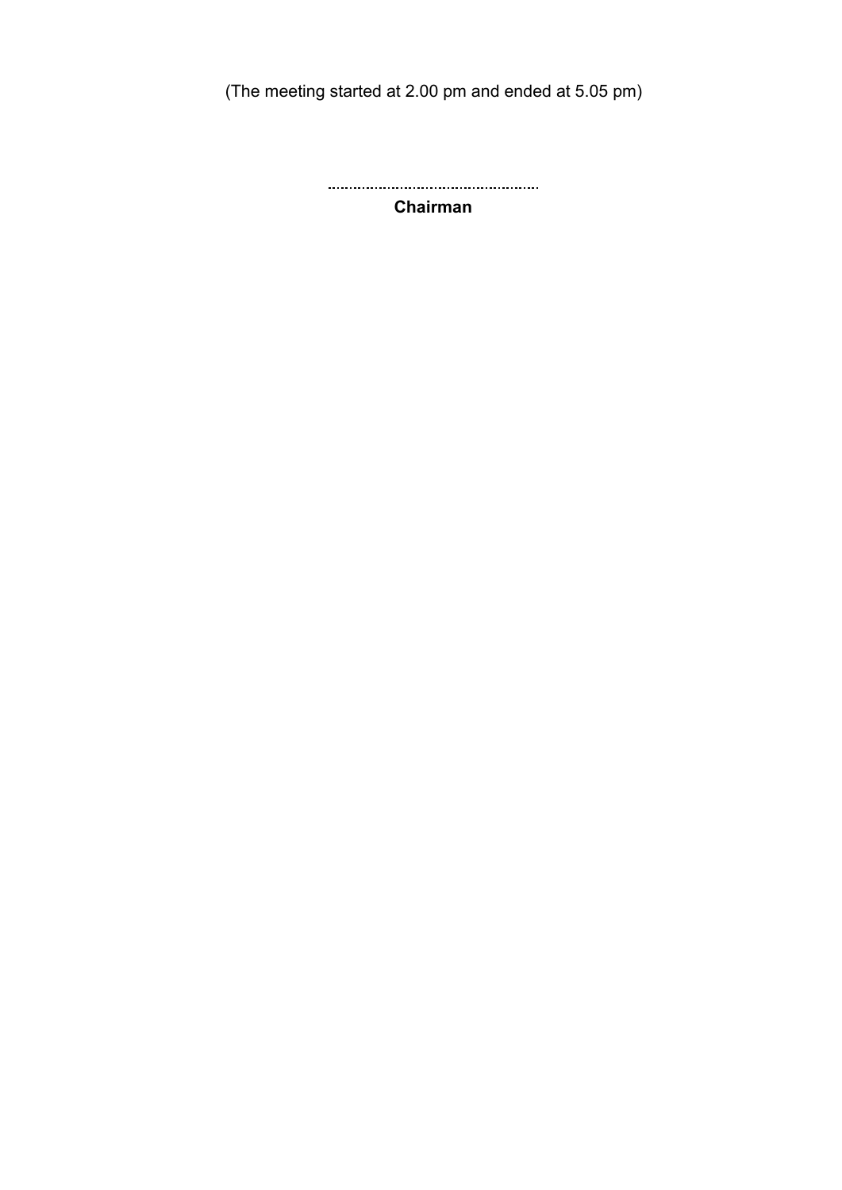(The meeting started at 2.00 pm and ended at 5.05 pm)

....................................................

**Chairman**